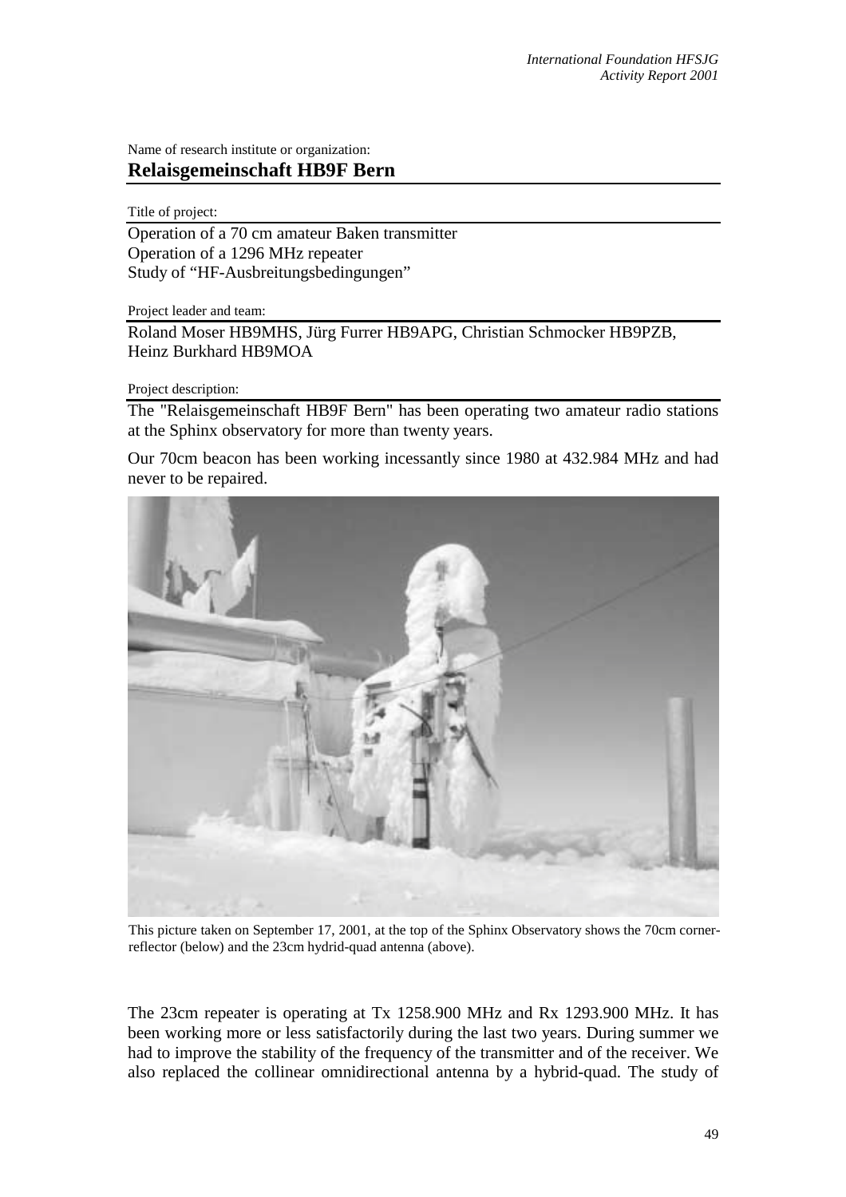Name of research institute or organization:

**Relaisgemeinschaft HB9F Bern**

Title of project:

Operation of a 70 cm amateur Baken transmitter
Operation of a 1296 MHz repeater
Study of "HF-Ausbreitungsbedingungen"

Project leader and team:

Roland Moser HB9MHS, Jürg Furrer HB9APG, Christian Schmocker HB9PZB, Heinz Burkhard HB9MOA

Project description:

The "Relaisgemeinschaft HB9F Bern" has been operating two amateur radio stations at the Sphinx observatory for more than twenty years.

Our 70cm beacon has been working incessantly since 1980 at 432.984 MHz and had never to be repaired.

This picture taken on September 17, 2001, at the top of the Sphinx Observatory shows the 70cm corner-reflector (below) and the 23cm hydrid-quad antenna (above).

The 23cm repeater is operating at Tx 1258.900 MHz and Rx 1293.900 MHz. It has been working more or less satisfactorily during the last two years. During summer we had to improve the stability of the frequency of the transmitter and of the receiver. We also replaced the collinear omnidirectional antenna by a hybrid-quad. The study of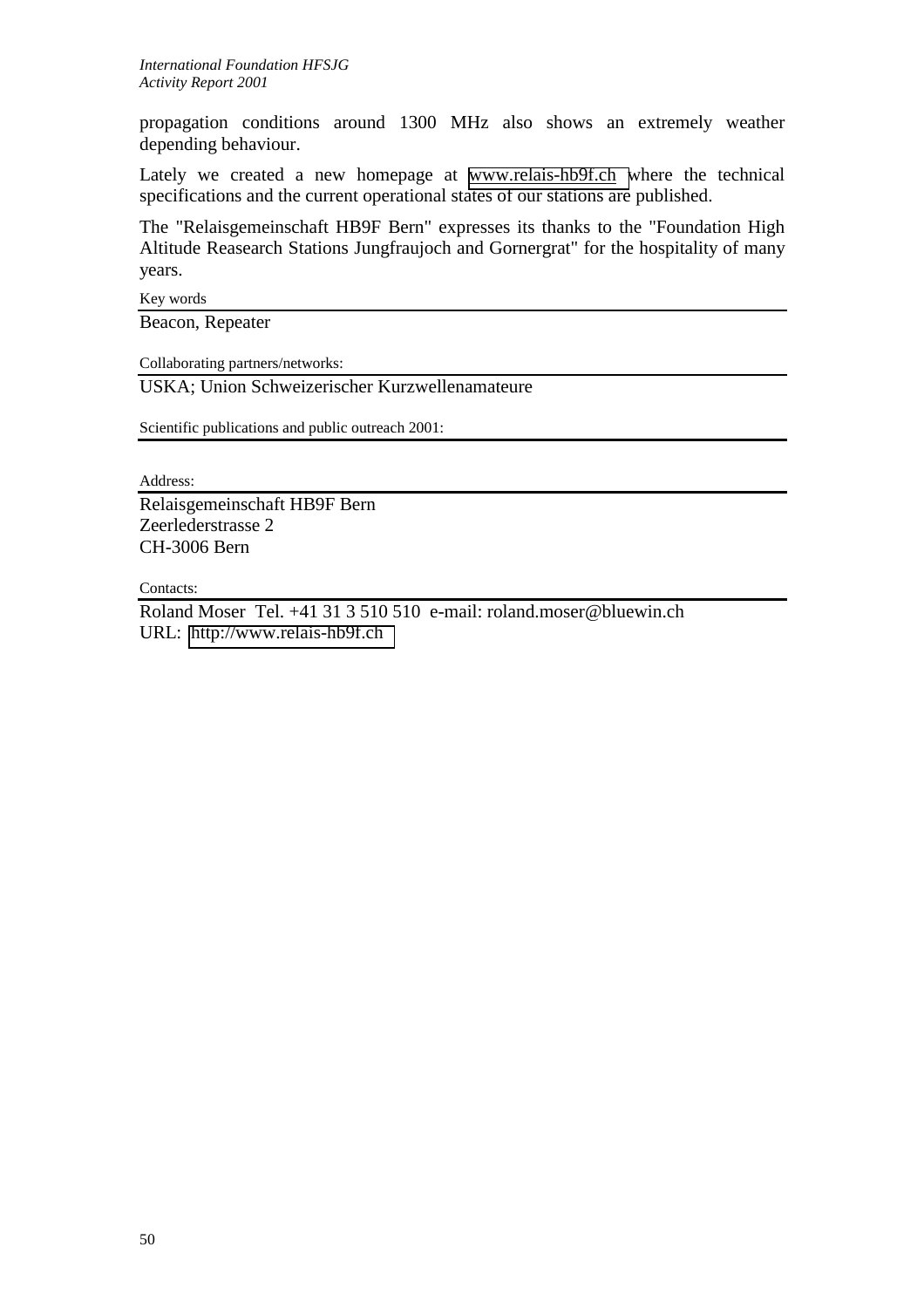propagation conditions around 1300 MHz also shows an extremely weather depending behaviour.

Lately we created a new homepage at www.relais-hb9f.ch where the technical specifications and the current operational states of our stations are published.

The "Relaisgemeinschaft HB9F Bern" expresses its thanks to the "Foundation High Altitude Reasearch Stations Jungfraujoch and Gornergrat" for the hospitality of many years.

Key words

Beacon, Repeater

Collaborating partners/networks:

USKA; Union Schweizerischer Kurzwellenamateure

Scientific publications and public outreach 2001:

Address:

Relaisgemeinschaft HB9F Bern
Zeerlederstrasse 2
CH-3006 Bern

Contacts:

Roland Moser Tel. +41 31 3 510 510 e-mail: roland.moser@bluewin.ch
URL: http://www.relais-hb9f.ch